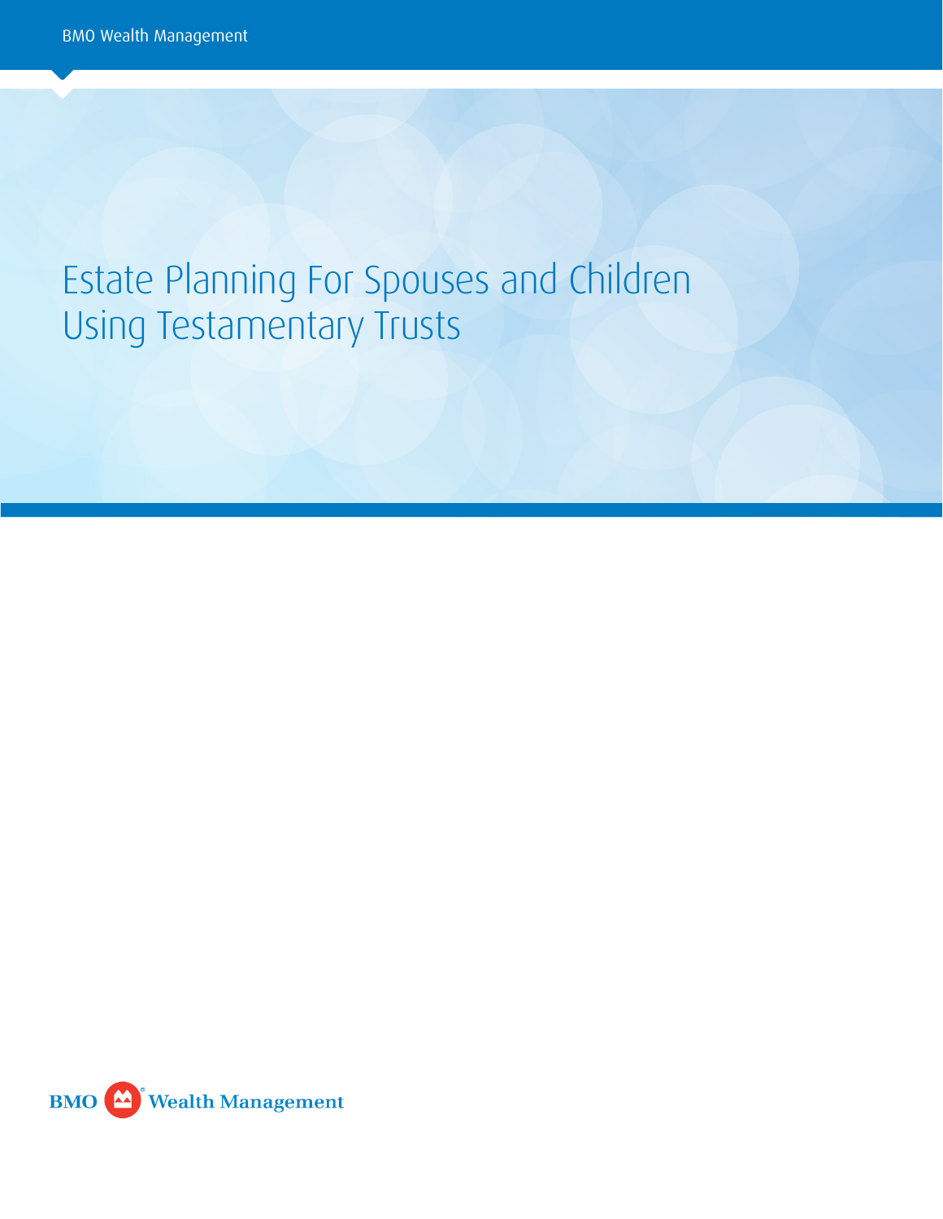BMO Wealth Management

# Estate Planning For Spouses and Children Using Testamentary Trusts

BMO Wealth Management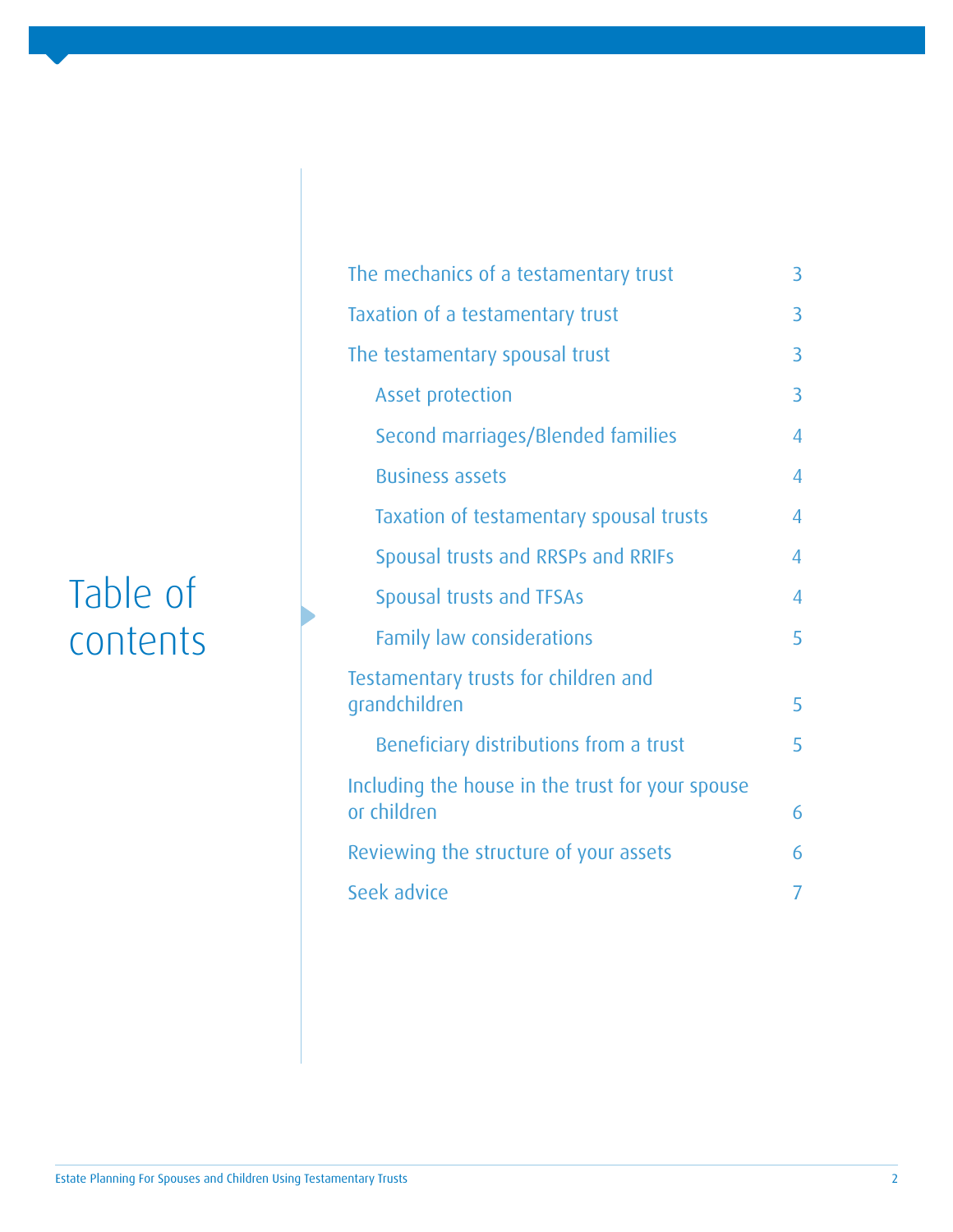# Table of contents

- The mechanics of a testamentary trust 3
- Taxation of a testamentary trust 3
- The testamentary spousal trust 3
  - Asset protection 3
  - Second marriages/Blended families 4
  - Business assets 4
  - Taxation of testamentary spousal trusts 4
  - Spousal trusts and RRSPs and RRIFs 4
  - Spousal trusts and TFSAs 4
  - Family law considerations 5
- Testamentary trusts for children and grandchildren 5
  - Beneficiary distributions from a trust 5
- Including the house in the trust for your spouse or children 6
- Reviewing the structure of your assets 6
- Seek advice 7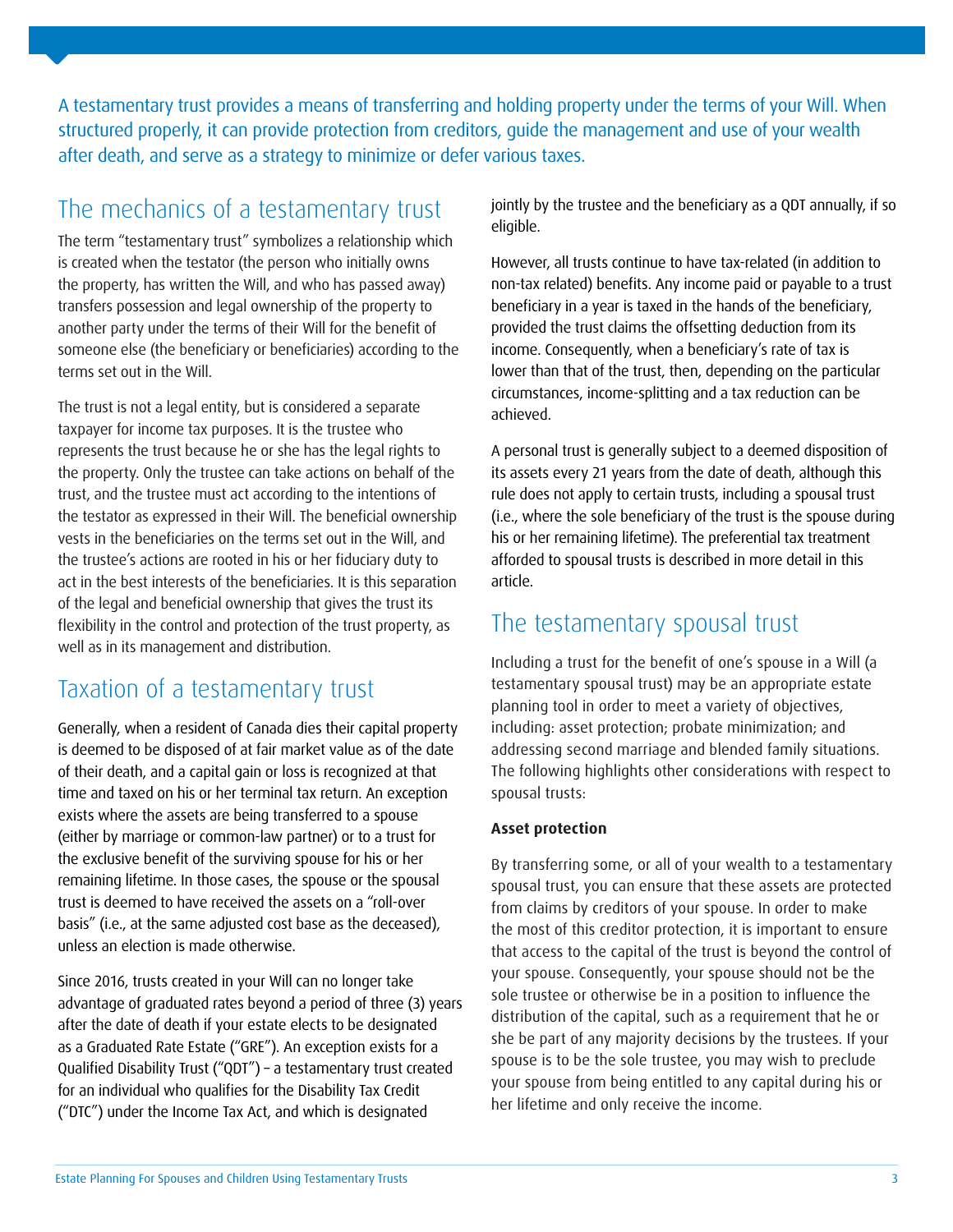A testamentary trust provides a means of transferring and holding property under the terms of your Will. When structured properly, it can provide protection from creditors, guide the management and use of your wealth after death, and serve as a strategy to minimize or defer various taxes.

## The mechanics of a testamentary trust

The term "testamentary trust" symbolizes a relationship which is created when the testator (the person who initially owns the property, has written the Will, and who has passed away) transfers possession and legal ownership of the property to another party under the terms of their Will for the benefit of someone else (the beneficiary or beneficiaries) according to the terms set out in the Will.

The trust is not a legal entity, but is considered a separate taxpayer for income tax purposes. It is the trustee who represents the trust because he or she has the legal rights to the property. Only the trustee can take actions on behalf of the trust, and the trustee must act according to the intentions of the testator as expressed in their Will. The beneficial ownership vests in the beneficiaries on the terms set out in the Will, and the trustee's actions are rooted in his or her fiduciary duty to act in the best interests of the beneficiaries. It is this separation of the legal and beneficial ownership that gives the trust its flexibility in the control and protection of the trust property, as well as in its management and distribution.

## Taxation of a testamentary trust

Generally, when a resident of Canada dies their capital property is deemed to be disposed of at fair market value as of the date of their death, and a capital gain or loss is recognized at that time and taxed on his or her terminal tax return. An exception exists where the assets are being transferred to a spouse (either by marriage or common-law partner) or to a trust for the exclusive benefit of the surviving spouse for his or her remaining lifetime. In those cases, the spouse or the spousal trust is deemed to have received the assets on a "roll-over basis" (i.e., at the same adjusted cost base as the deceased), unless an election is made otherwise.

Since 2016, trusts created in your Will can no longer take advantage of graduated rates beyond a period of three (3) years after the date of death if your estate elects to be designated as a Graduated Rate Estate ("GRE"). An exception exists for a Qualified Disability Trust ("QDT") – a testamentary trust created for an individual who qualifies for the Disability Tax Credit ("DTC") under the Income Tax Act, and which is designated jointly by the trustee and the beneficiary as a QDT annually, if so eligible.

However, all trusts continue to have tax-related (in addition to non-tax related) benefits. Any income paid or payable to a trust beneficiary in a year is taxed in the hands of the beneficiary, provided the trust claims the offsetting deduction from its income. Consequently, when a beneficiary's rate of tax is lower than that of the trust, then, depending on the particular circumstances, income-splitting and a tax reduction can be achieved.

A personal trust is generally subject to a deemed disposition of its assets every 21 years from the date of death, although this rule does not apply to certain trusts, including a spousal trust (i.e., where the sole beneficiary of the trust is the spouse during his or her remaining lifetime). The preferential tax treatment afforded to spousal trusts is described in more detail in this article.

## The testamentary spousal trust

Including a trust for the benefit of one's spouse in a Will (a testamentary spousal trust) may be an appropriate estate planning tool in order to meet a variety of objectives, including: asset protection; probate minimization; and addressing second marriage and blended family situations. The following highlights other considerations with respect to spousal trusts:

**Asset protection**

By transferring some, or all of your wealth to a testamentary spousal trust, you can ensure that these assets are protected from claims by creditors of your spouse. In order to make the most of this creditor protection, it is important to ensure that access to the capital of the trust is beyond the control of your spouse. Consequently, your spouse should not be the sole trustee or otherwise be in a position to influence the distribution of the capital, such as a requirement that he or she be part of any majority decisions by the trustees. If your spouse is to be the sole trustee, you may wish to preclude your spouse from being entitled to any capital during his or her lifetime and only receive the income.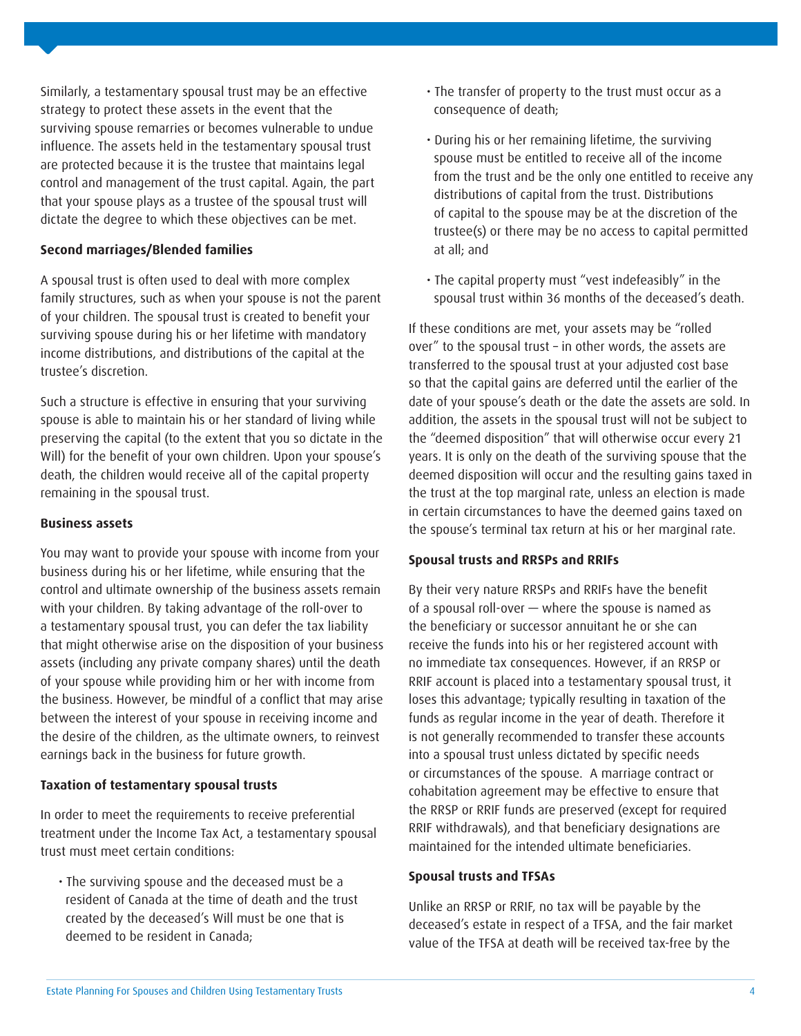Similarly, a testamentary spousal trust may be an effective strategy to protect these assets in the event that the surviving spouse remarries or becomes vulnerable to undue influence. The assets held in the testamentary spousal trust are protected because it is the trustee that maintains legal control and management of the trust capital. Again, the part that your spouse plays as a trustee of the spousal trust will dictate the degree to which these objectives can be met.

**Second marriages/Blended families**

A spousal trust is often used to deal with more complex family structures, such as when your spouse is not the parent of your children. The spousal trust is created to benefit your surviving spouse during his or her lifetime with mandatory income distributions, and distributions of the capital at the trustee's discretion.

Such a structure is effective in ensuring that your surviving spouse is able to maintain his or her standard of living while preserving the capital (to the extent that you so dictate in the Will) for the benefit of your own children. Upon your spouse's death, the children would receive all of the capital property remaining in the spousal trust.

**Business assets**

You may want to provide your spouse with income from your business during his or her lifetime, while ensuring that the control and ultimate ownership of the business assets remain with your children. By taking advantage of the roll-over to a testamentary spousal trust, you can defer the tax liability that might otherwise arise on the disposition of your business assets (including any private company shares) until the death of your spouse while providing him or her with income from the business. However, be mindful of a conflict that may arise between the interest of your spouse in receiving income and the desire of the children, as the ultimate owners, to reinvest earnings back in the business for future growth.

**Taxation of testamentary spousal trusts**

In order to meet the requirements to receive preferential treatment under the Income Tax Act, a testamentary spousal trust must meet certain conditions:

- The surviving spouse and the deceased must be a resident of Canada at the time of death and the trust created by the deceased's Will must be one that is deemed to be resident in Canada;
- The transfer of property to the trust must occur as a consequence of death;
- During his or her remaining lifetime, the surviving spouse must be entitled to receive all of the income from the trust and be the only one entitled to receive any distributions of capital from the trust. Distributions of capital to the spouse may be at the discretion of the trustee(s) or there may be no access to capital permitted at all; and
- The capital property must "vest indefeasibly" in the spousal trust within 36 months of the deceased's death.

If these conditions are met, your assets may be "rolled over" to the spousal trust – in other words, the assets are transferred to the spousal trust at your adjusted cost base so that the capital gains are deferred until the earlier of the date of your spouse's death or the date the assets are sold. In addition, the assets in the spousal trust will not be subject to the "deemed disposition" that will otherwise occur every 21 years. It is only on the death of the surviving spouse that the deemed disposition will occur and the resulting gains taxed in the trust at the top marginal rate, unless an election is made in certain circumstances to have the deemed gains taxed on the spouse's terminal tax return at his or her marginal rate.

**Spousal trusts and RRSPs and RRIFs**

By their very nature RRSPs and RRIFs have the benefit of a spousal roll-over — where the spouse is named as the beneficiary or successor annuitant he or she can receive the funds into his or her registered account with no immediate tax consequences. However, if an RRSP or RRIF account is placed into a testamentary spousal trust, it loses this advantage; typically resulting in taxation of the funds as regular income in the year of death. Therefore it is not generally recommended to transfer these accounts into a spousal trust unless dictated by specific needs or circumstances of the spouse. A marriage contract or cohabitation agreement may be effective to ensure that the RRSP or RRIF funds are preserved (except for required RRIF withdrawals), and that beneficiary designations are maintained for the intended ultimate beneficiaries.

**Spousal trusts and TFSAs**

Unlike an RRSP or RRIF, no tax will be payable by the deceased's estate in respect of a TFSA, and the fair market value of the TFSA at death will be received tax-free by the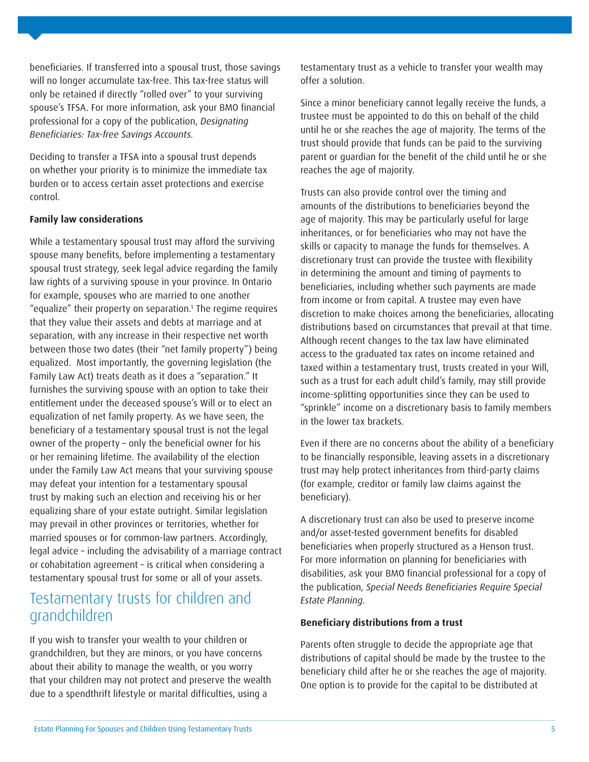beneficiaries. If transferred into a spousal trust, those savings will no longer accumulate tax-free. This tax-free status will only be retained if directly "rolled over" to your surviving spouse's TFSA. For more information, ask your BMO financial professional for a copy of the publication, *Designating Beneficiaries: Tax-free Savings Accounts*.

Deciding to transfer a TFSA into a spousal trust depends on whether your priority is to minimize the immediate tax burden or to access certain asset protections and exercise control.

**Family law considerations**

While a testamentary spousal trust may afford the surviving spouse many benefits, before implementing a testamentary spousal trust strategy, seek legal advice regarding the family law rights of a surviving spouse in your province. In Ontario for example, spouses who are married to one another "equalize" their property on separation.[1] The regime requires that they value their assets and debts at marriage and at separation, with any increase in their respective net worth between those two dates (their "net family property") being equalized. Most importantly, the governing legislation (the Family Law Act) treats death as it does a "separation." It furnishes the surviving spouse with an option to take their entitlement under the deceased spouse's Will or to elect an equalization of net family property. As we have seen, the beneficiary of a testamentary spousal trust is not the legal owner of the property – only the beneficial owner for his or her remaining lifetime. The availability of the election under the Family Law Act means that your surviving spouse may defeat your intention for a testamentary spousal trust by making such an election and receiving his or her equalizing share of your estate outright. Similar legislation may prevail in other provinces or territories, whether for married spouses or for common-law partners. Accordingly, legal advice – including the advisability of a marriage contract or cohabitation agreement – is critical when considering a testamentary spousal trust for some or all of your assets.

## Testamentary trusts for children and grandchildren

If you wish to transfer your wealth to your children or grandchildren, but they are minors, or you have concerns about their ability to manage the wealth, or you worry that your children may not protect and preserve the wealth due to a spendthrift lifestyle or marital difficulties, using a testamentary trust as a vehicle to transfer your wealth may offer a solution.

Since a minor beneficiary cannot legally receive the funds, a trustee must be appointed to do this on behalf of the child until he or she reaches the age of majority. The terms of the trust should provide that funds can be paid to the surviving parent or guardian for the benefit of the child until he or she reaches the age of majority.

Trusts can also provide control over the timing and amounts of the distributions to beneficiaries beyond the age of majority. This may be particularly useful for large inheritances, or for beneficiaries who may not have the skills or capacity to manage the funds for themselves. A discretionary trust can provide the trustee with flexibility in determining the amount and timing of payments to beneficiaries, including whether such payments are made from income or from capital. A trustee may even have discretion to make choices among the beneficiaries, allocating distributions based on circumstances that prevail at that time. Although recent changes to the tax law have eliminated access to the graduated tax rates on income retained and taxed within a testamentary trust, trusts created in your Will, such as a trust for each adult child's family, may still provide income-splitting opportunities since they can be used to "sprinkle" income on a discretionary basis to family members in the lower tax brackets.

Even if there are no concerns about the ability of a beneficiary to be financially responsible, leaving assets in a discretionary trust may help protect inheritances from third-party claims (for example, creditor or family law claims against the beneficiary).

A discretionary trust can also be used to preserve income and/or asset-tested government benefits for disabled beneficiaries when properly structured as a Henson trust. For more information on planning for beneficiaries with disabilities, ask your BMO financial professional for a copy of the publication, *Special Needs Beneficiaries Require Special Estate Planning*.

**Beneficiary distributions from a trust**

Parents often struggle to decide the appropriate age that distributions of capital should be made by the trustee to the beneficiary child after he or she reaches the age of majority. One option is to provide for the capital to be distributed at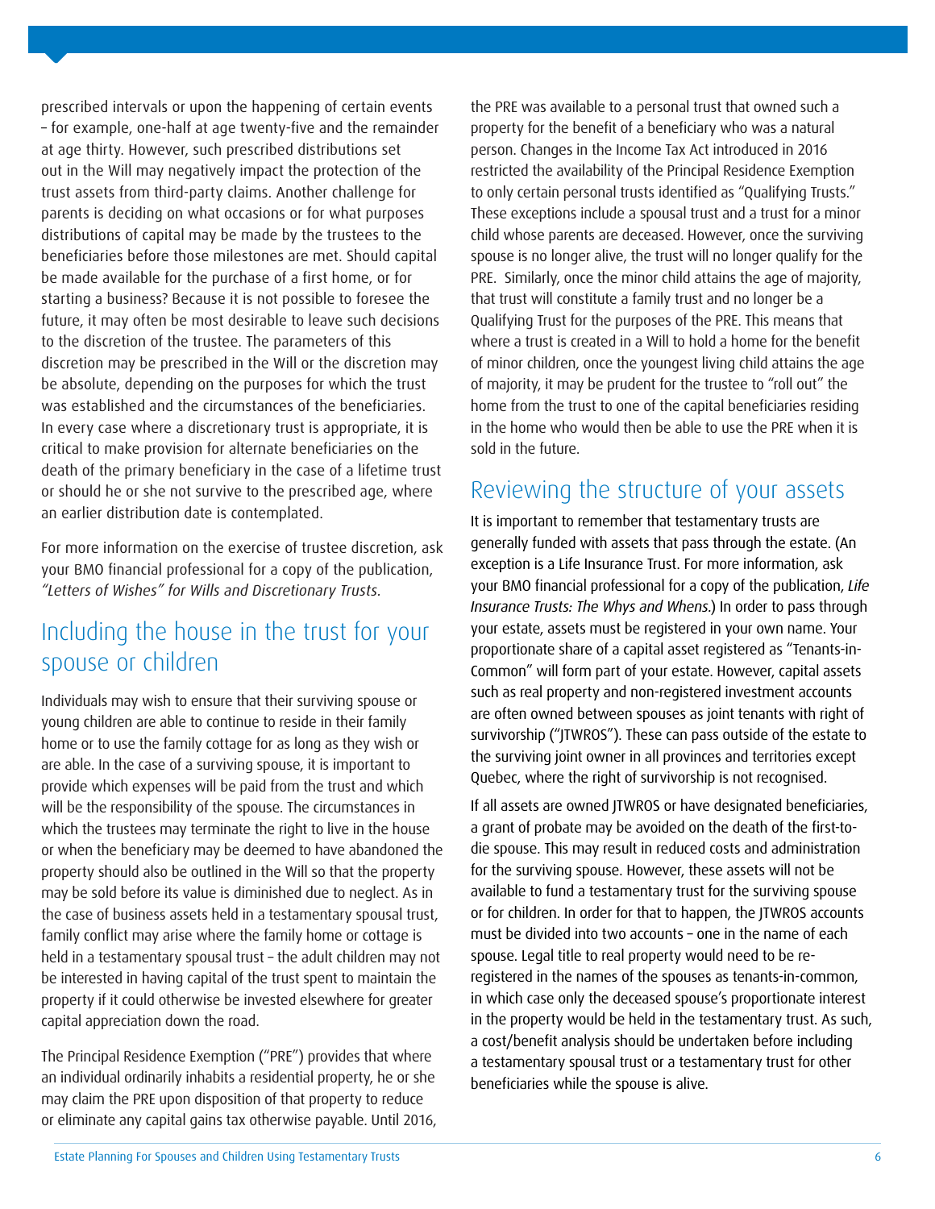prescribed intervals or upon the happening of certain events – for example, one-half at age twenty-five and the remainder at age thirty. However, such prescribed distributions set out in the Will may negatively impact the protection of the trust assets from third-party claims. Another challenge for parents is deciding on what occasions or for what purposes distributions of capital may be made by the trustees to the beneficiaries before those milestones are met. Should capital be made available for the purchase of a first home, or for starting a business? Because it is not possible to foresee the future, it may often be most desirable to leave such decisions to the discretion of the trustee. The parameters of this discretion may be prescribed in the Will or the discretion may be absolute, depending on the purposes for which the trust was established and the circumstances of the beneficiaries. In every case where a discretionary trust is appropriate, it is critical to make provision for alternate beneficiaries on the death of the primary beneficiary in the case of a lifetime trust or should he or she not survive to the prescribed age, where an earlier distribution date is contemplated.

For more information on the exercise of trustee discretion, ask your BMO financial professional for a copy of the publication, *"Letters of Wishes" for Wills and Discretionary Trusts*.

## Including the house in the trust for your spouse or children

Individuals may wish to ensure that their surviving spouse or young children are able to continue to reside in their family home or to use the family cottage for as long as they wish or are able. In the case of a surviving spouse, it is important to provide which expenses will be paid from the trust and which will be the responsibility of the spouse. The circumstances in which the trustees may terminate the right to live in the house or when the beneficiary may be deemed to have abandoned the property should also be outlined in the Will so that the property may be sold before its value is diminished due to neglect. As in the case of business assets held in a testamentary spousal trust, family conflict may arise where the family home or cottage is held in a testamentary spousal trust – the adult children may not be interested in having capital of the trust spent to maintain the property if it could otherwise be invested elsewhere for greater capital appreciation down the road.

The Principal Residence Exemption ("PRE") provides that where an individual ordinarily inhabits a residential property, he or she may claim the PRE upon disposition of that property to reduce or eliminate any capital gains tax otherwise payable. Until 2016, the PRE was available to a personal trust that owned such a property for the benefit of a beneficiary who was a natural person. Changes in the Income Tax Act introduced in 2016 restricted the availability of the Principal Residence Exemption to only certain personal trusts identified as "Qualifying Trusts." These exceptions include a spousal trust and a trust for a minor child whose parents are deceased. However, once the surviving spouse is no longer alive, the trust will no longer qualify for the PRE. Similarly, once the minor child attains the age of majority, that trust will constitute a family trust and no longer be a Qualifying Trust for the purposes of the PRE. This means that where a trust is created in a Will to hold a home for the benefit of minor children, once the youngest living child attains the age of majority, it may be prudent for the trustee to "roll out" the home from the trust to one of the capital beneficiaries residing in the home who would then be able to use the PRE when it is sold in the future.

## Reviewing the structure of your assets

It is important to remember that testamentary trusts are generally funded with assets that pass through the estate. (An exception is a Life Insurance Trust. For more information, ask your BMO financial professional for a copy of the publication, *Life Insurance Trusts: The Whys and Whens*.) In order to pass through your estate, assets must be registered in your own name. Your proportionate share of a capital asset registered as "Tenants-in-Common" will form part of your estate. However, capital assets such as real property and non-registered investment accounts are often owned between spouses as joint tenants with right of survivorship ("JTWROS"). These can pass outside of the estate to the surviving joint owner in all provinces and territories except Quebec, where the right of survivorship is not recognised.

If all assets are owned JTWROS or have designated beneficiaries, a grant of probate may be avoided on the death of the first-to-die spouse. This may result in reduced costs and administration for the surviving spouse. However, these assets will not be available to fund a testamentary trust for the surviving spouse or for children. In order for that to happen, the JTWROS accounts must be divided into two accounts – one in the name of each spouse. Legal title to real property would need to be re-registered in the names of the spouses as tenants-in-common, in which case only the deceased spouse's proportionate interest in the property would be held in the testamentary trust. As such, a cost/benefit analysis should be undertaken before including a testamentary spousal trust or a testamentary trust for other beneficiaries while the spouse is alive.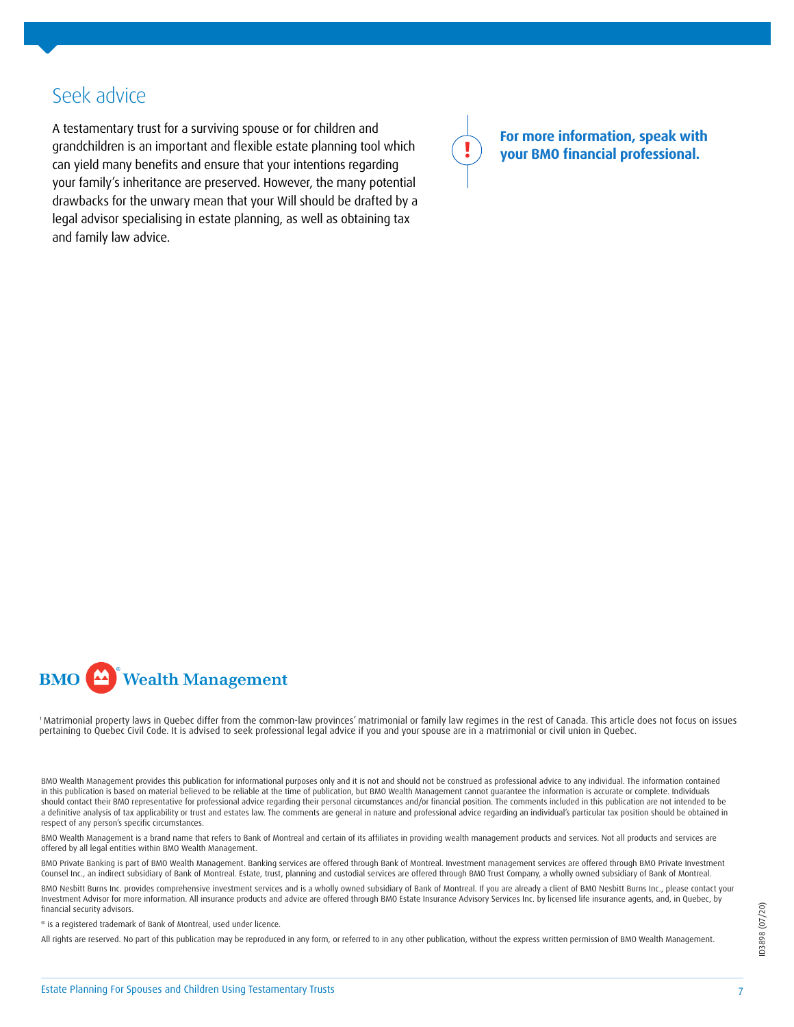## Seek advice

A testamentary trust for a surviving spouse or for children and grandchildren is an important and flexible estate planning tool which can yield many benefits and ensure that your intentions regarding your family's inheritance are preserved. However, the many potential drawbacks for the unwary mean that your Will should be drafted by a legal advisor specialising in estate planning, as well as obtaining tax and family law advice.

**For more information, speak with your BMO financial professional.**

BMO Wealth Management

[1] Matrimonial property laws in Quebec differ from the common-law provinces' matrimonial or family law regimes in the rest of Canada. This article does not focus on issues pertaining to Quebec Civil Code. It is advised to seek professional legal advice if you and your spouse are in a matrimonial or civil union in Quebec.

BMO Wealth Management provides this publication for informational purposes only and it is not and should not be construed as professional advice to any individual. The information contained in this publication is based on material believed to be reliable at the time of publication, but BMO Wealth Management cannot guarantee the information is accurate or complete. Individuals should contact their BMO representative for professional advice regarding their personal circumstances and/or financial position. The comments included in this publication are not intended to be a definitive analysis of tax applicability or trust and estates law. The comments are general in nature and professional advice regarding an individual's particular tax position should be obtained in respect of any person's specific circumstances.

BMO Wealth Management is a brand name that refers to Bank of Montreal and certain of its affiliates in providing wealth management products and services. Not all products and services are offered by all legal entities within BMO Wealth Management.

BMO Private Banking is part of BMO Wealth Management. Banking services are offered through Bank of Montreal. Investment management services are offered through BMO Private Investment Counsel Inc., an indirect subsidiary of Bank of Montreal. Estate, trust, planning and custodial services are offered through BMO Trust Company, a wholly owned subsidiary of Bank of Montreal.

BMO Nesbitt Burns Inc. provides comprehensive investment services and is a wholly owned subsidiary of Bank of Montreal. If you are already a client of BMO Nesbitt Burns Inc., please contact your Investment Advisor for more information. All insurance products and advice are offered through BMO Estate Insurance Advisory Services Inc. by licensed life insurance agents, and, in Quebec, by financial security advisors.

® is a registered trademark of Bank of Montreal, used under licence.

All rights are reserved. No part of this publication may be reproduced in any form, or referred to in any other publication, without the express written permission of BMO Wealth Management.

ID3898 (07/20)